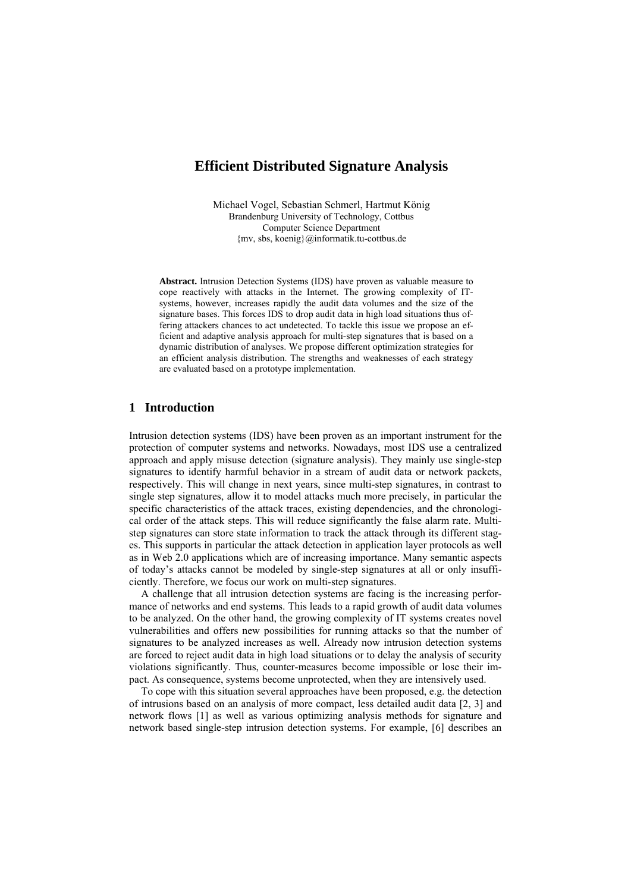# Efficient Distributed Signature Analysis

Michael Vogel, Sebastian Schmerl, Hartmut König
Brandenburg University of Technology, Cottbus
Computer Science Department
{mv, sbs, koenig}@informatik.tu-cottbus.de

**Abstract.** Intrusion Detection Systems (IDS) have proven as valuable measure to cope reactively with attacks in the Internet. The growing complexity of IT-systems, however, increases rapidly the audit data volumes and the size of the signature bases. This forces IDS to drop audit data in high load situations thus offering attackers chances to act undetected. To tackle this issue we propose an efficient and adaptive analysis approach for multi-step signatures that is based on a dynamic distribution of analyses. We propose different optimization strategies for an efficient analysis distribution. The strengths and weaknesses of each strategy are evaluated based on a prototype implementation.

## 1 Introduction

Intrusion detection systems (IDS) have been proven as an important instrument for the protection of computer systems and networks. Nowadays, most IDS use a centralized approach and apply misuse detection (signature analysis). They mainly use single-step signatures to identify harmful behavior in a stream of audit data or network packets, respectively. This will change in next years, since multi-step signatures, in contrast to single step signatures, allow it to model attacks much more precisely, in particular the specific characteristics of the attack traces, existing dependencies, and the chronological order of the attack steps. This will reduce significantly the false alarm rate. Multi-step signatures can store state information to track the attack through its different stages. This supports in particular the attack detection in application layer protocols as well as in Web 2.0 applications which are of increasing importance. Many semantic aspects of today's attacks cannot be modeled by single-step signatures at all or only insufficiently. Therefore, we focus our work on multi-step signatures.

A challenge that all intrusion detection systems are facing is the increasing performance of networks and end systems. This leads to a rapid growth of audit data volumes to be analyzed. On the other hand, the growing complexity of IT systems creates novel vulnerabilities and offers new possibilities for running attacks so that the number of signatures to be analyzed increases as well. Already now intrusion detection systems are forced to reject audit data in high load situations or to delay the analysis of security violations significantly. Thus, counter-measures become impossible or lose their impact. As consequence, systems become unprotected, when they are intensively used.

To cope with this situation several approaches have been proposed, e.g. the detection of intrusions based on an analysis of more compact, less detailed audit data [2, 3] and network flows [1] as well as various optimizing analysis methods for signature and network based single-step intrusion detection systems. For example, [6] describes an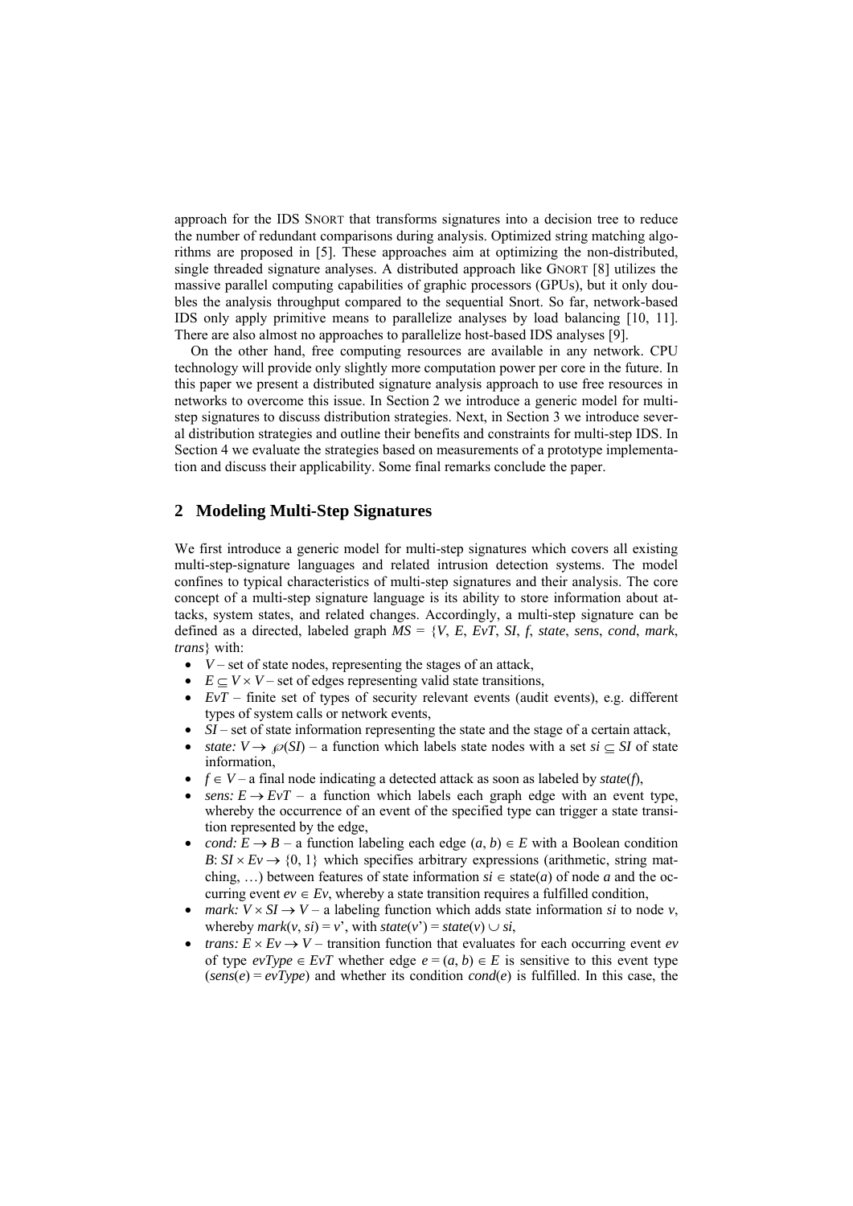approach for the IDS SNORT that transforms signatures into a decision tree to reduce the number of redundant comparisons during analysis. Optimized string matching algorithms are proposed in [5]. These approaches aim at optimizing the non-distributed, single threaded signature analyses. A distributed approach like GNORT [8] utilizes the massive parallel computing capabilities of graphic processors (GPUs), but it only doubles the analysis throughput compared to the sequential Snort. So far, network-based IDS only apply primitive means to parallelize analyses by load balancing [10, 11]. There are also almost no approaches to parallelize host-based IDS analyses [9].

On the other hand, free computing resources are available in any network. CPU technology will provide only slightly more computation power per core in the future. In this paper we present a distributed signature analysis approach to use free resources in networks to overcome this issue. In Section 2 we introduce a generic model for multi-step signatures to discuss distribution strategies. Next, in Section 3 we introduce several distribution strategies and outline their benefits and constraints for multi-step IDS. In Section 4 we evaluate the strategies based on measurements of a prototype implementation and discuss their applicability. Some final remarks conclude the paper.

## 2 Modeling Multi-Step Signatures

We first introduce a generic model for multi-step signatures which covers all existing multi-step-signature languages and related intrusion detection systems. The model confines to typical characteristics of multi-step signatures and their analysis. The core concept of a multi-step signature language is its ability to store information about attacks, system states, and related changes. Accordingly, a multi-step signature can be defined as a directed, labeled graph $MS = \{V, E, EvT, SI, f, state, sens, cond, mark, trans\}$ with:

- $V$ – set of state nodes, representing the stages of an attack,
- $E \subseteq V \times V$ – set of edges representing valid state transitions,
- $EvT$ – finite set of types of security relevant events (audit events), e.g. different types of system calls or network events,
- $SI$ – set of state information representing the state and the stage of a certain attack,
- $state: V \rightarrow \wp(SI)$ – a function which labels state nodes with a set $si \subseteq SI$ of state information,
- $f \in V$ – a final node indicating a detected attack as soon as labeled by $state(f)$,
- $sens: E \rightarrow EvT$ – a function which labels each graph edge with an event type, whereby the occurrence of an event of the specified type can trigger a state transition represented by the edge,
- $cond: E \rightarrow B$ – a function labeling each edge $(a, b) \in E$ with a Boolean condition $B: SI \times Ev \rightarrow \{0, 1\}$ which specifies arbitrary expressions (arithmetic, string matching, …) between features of state information $si \in \text{state}(a)$ of node $a$ and the occurring event $ev \in Ev$, whereby a state transition requires a fulfilled condition,
- $mark: V \times SI \rightarrow V$ – a labeling function which adds state information $si$ to node $v$, whereby $mark(v, si) = v'$, with $state(v') = state(v) \cup si$,
- $trans: E \times Ev \rightarrow V$ – transition function that evaluates for each occurring event $ev$ of type $evType \in EvT$ whether edge $e = (a, b) \in E$ is sensitive to this event type ($sens(e) = evType$) and whether its condition $cond(e)$ is fulfilled. In this case, the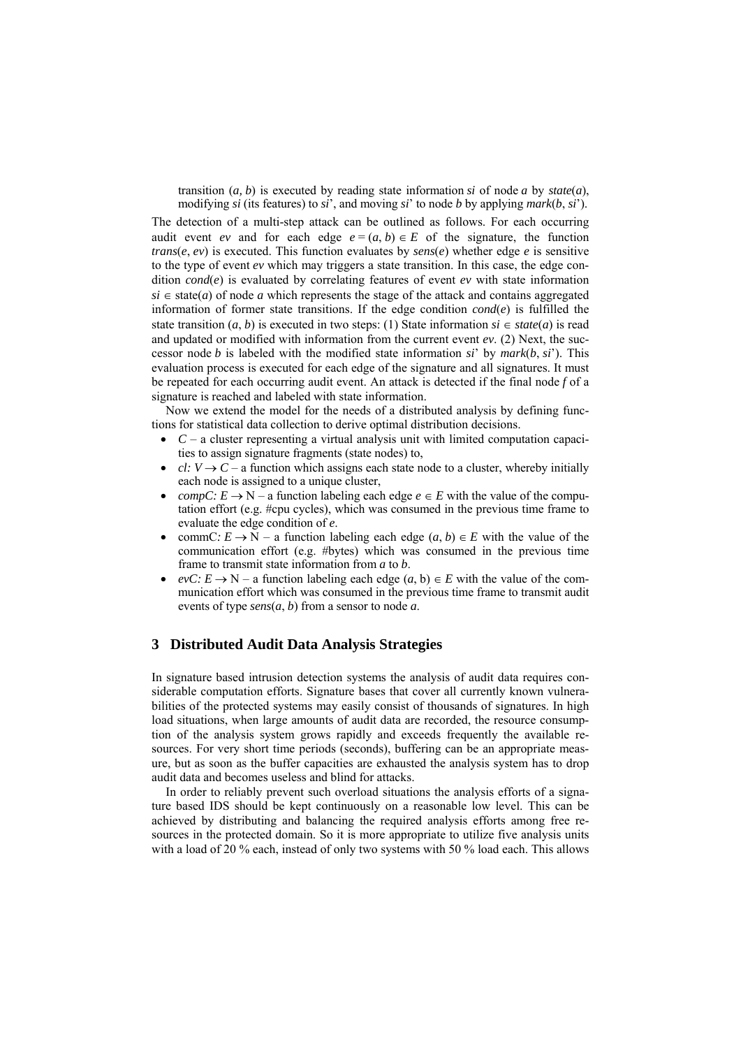transition $(a, b)$ is executed by reading state information *si* of node *a* by *state*(*a*), modifying *si* (its features) to *si*', and moving *si*' to node *b* by applying *mark*(*b*, *si*').

The detection of a multi-step attack can be outlined as follows. For each occurring audit event *ev* and for each edge $e = (a, b) \in E$ of the signature, the function *trans*(*e*, *ev*) is executed. This function evaluates by *sens*(*e*) whether edge *e* is sensitive to the type of event *ev* which may triggers a state transition. In this case, the edge condition *cond*(*e*) is evaluated by correlating features of event *ev* with state information $si \in$ state(*a*) of node *a* which represents the stage of the attack and contains aggregated information of former state transitions. If the edge condition *cond*(*e*) is fulfilled the state transition $(a, b)$ is executed in two steps: (1) State information $si \in state(a)$ is read and updated or modified with information from the current event *ev*. (2) Next, the successor node *b* is labeled with the modified state information *si*' by *mark*(*b*, *si*'). This evaluation process is executed for each edge of the signature and all signatures. It must be repeated for each occurring audit event. An attack is detected if the final node *f* of a signature is reached and labeled with state information.

Now we extend the model for the needs of a distributed analysis by defining functions for statistical data collection to derive optimal distribution decisions.

- $C$ – a cluster representing a virtual analysis unit with limited computation capacities to assign signature fragments (state nodes) to,
- $cl: V \rightarrow C$ – a function which assigns each state node to a cluster, whereby initially each node is assigned to a unique cluster,
- $compC: E \rightarrow \mathrm{N}$ – a function labeling each edge $e \in E$ with the value of the computation effort (e.g. #cpu cycles), which was consumed in the previous time frame to evaluate the edge condition of *e*.
- commC: $E \rightarrow \mathrm{N}$ – a function labeling each edge $(a, b) \in E$ with the value of the communication effort (e.g. #bytes) which was consumed in the previous time frame to transmit state information from *a* to *b*.
- $evC: E \rightarrow \mathrm{N}$ – a function labeling each edge $(a, \mathrm{b}) \in E$ with the value of the communication effort which was consumed in the previous time frame to transmit audit events of type *sens*(*a*, *b*) from a sensor to node *a*.

## 3 Distributed Audit Data Analysis Strategies

In signature based intrusion detection systems the analysis of audit data requires considerable computation efforts. Signature bases that cover all currently known vulnerabilities of the protected systems may easily consist of thousands of signatures. In high load situations, when large amounts of audit data are recorded, the resource consumption of the analysis system grows rapidly and exceeds frequently the available resources. For very short time periods (seconds), buffering can be an appropriate measure, but as soon as the buffer capacities are exhausted the analysis system has to drop audit data and becomes useless and blind for attacks.

In order to reliably prevent such overload situations the analysis efforts of a signature based IDS should be kept continuously on a reasonable low level. This can be achieved by distributing and balancing the required analysis efforts among free resources in the protected domain. So it is more appropriate to utilize five analysis units with a load of 20 % each, instead of only two systems with 50 % load each. This allows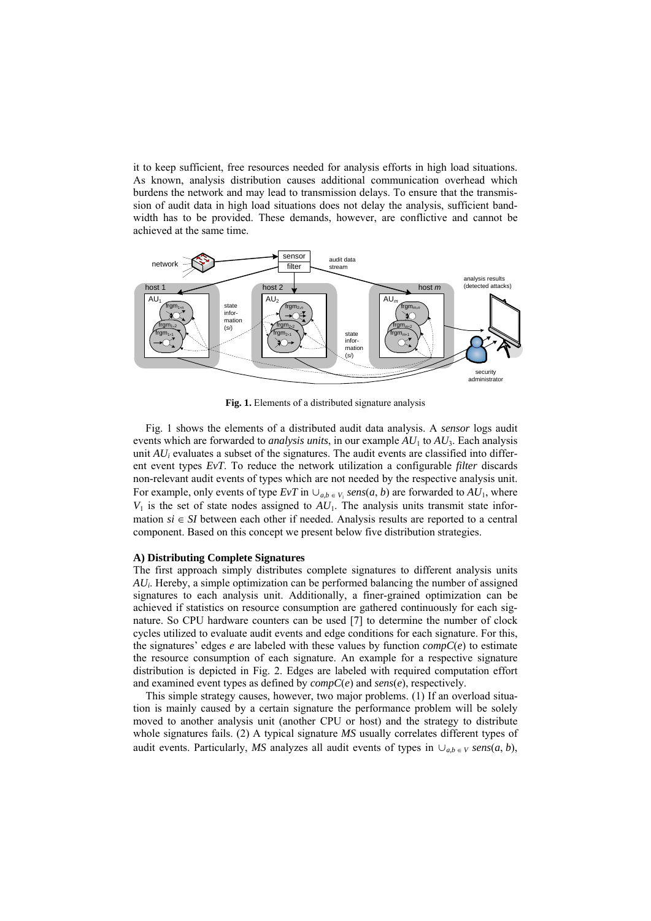it to keep sufficient, free resources needed for analysis efforts in high load situations. As known, analysis distribution causes additional communication overhead which burdens the network and may lead to transmission delays. To ensure that the transmission of audit data in high load situations does not delay the analysis, sufficient bandwidth has to be provided. These demands, however, are conflictive and cannot be achieved at the same time.

**Fig. 1.** Elements of a distributed signature analysis

Fig. 1 shows the elements of a distributed audit data analysis. A *sensor* logs audit events which are forwarded to *analysis units*, in our example $AU_1$ to $AU_3$. Each analysis unit $AU_i$ evaluates a subset of the signatures. The audit events are classified into different event types *EvT*. To reduce the network utilization a configurable *filter* discards non-relevant audit events of types which are not needed by the respective analysis unit. For example, only events of type *EvT* in $\cup_{a,b \in V_1} sens(a, b)$ are forwarded to $AU_1$, where $V_1$ is the set of state nodes assigned to $AU_1$. The analysis units transmit state information $si \in SI$ between each other if needed. Analysis results are reported to a central component. Based on this concept we present below five distribution strategies.

### A) Distributing Complete Signatures

The first approach simply distributes complete signatures to different analysis units $AU_i$. Hereby, a simple optimization can be performed balancing the number of assigned signatures to each analysis unit. Additionally, a finer-grained optimization can be achieved if statistics on resource consumption are gathered continuously for each signature. So CPU hardware counters can be used [7] to determine the number of clock cycles utilized to evaluate audit events and edge conditions for each signature. For this, the signatures' edges *e* are labeled with these values by function *compC*(*e*) to estimate the resource consumption of each signature. An example for a respective signature distribution is depicted in Fig. 2. Edges are labeled with required computation effort and examined event types as defined by *compC*(*e*) and *sens*(*e*), respectively.

This simple strategy causes, however, two major problems. (1) If an overload situation is mainly caused by a certain signature the performance problem will be solely moved to another analysis unit (another CPU or host) and the strategy to distribute whole signatures fails. (2) A typical signature *MS* usually correlates different types of audit events. Particularly, *MS* analyzes all audit events of types in $\cup_{a,b \in V} sens(a, b)$,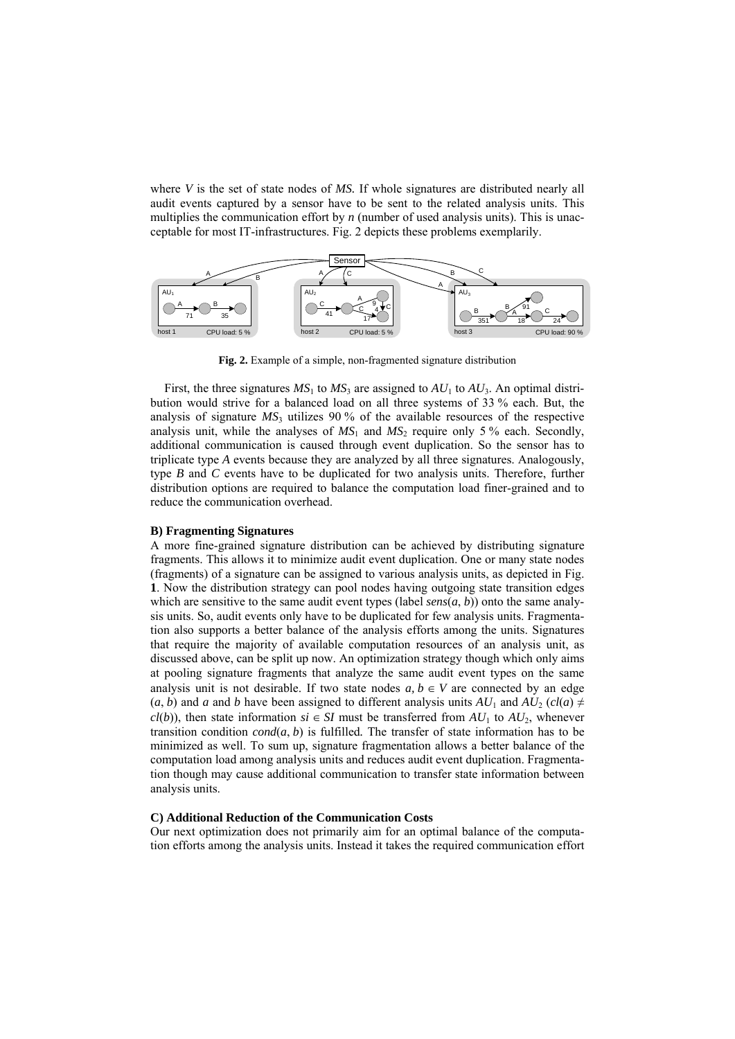where $V$ is the set of state nodes of $MS$. If whole signatures are distributed nearly all audit events captured by a sensor have to be sent to the related analysis units. This multiplies the communication effort by $n$ (number of used analysis units). This is unacceptable for most IT-infrastructures. Fig. 2 depicts these problems exemplarily.

Sensor
A
B
A
C
B
C
A
AU1
A
B
71
35
host 1
CPU load: 5 %
AU2
C
41
A
9
C
4
C
17
host 2
CPU load: 5 %
AU3
B
351
B
91
A
18
C
24
host 3
CPU load: 90 %

**Fig. 2.** Example of a simple, non-fragmented signature distribution

First, the three signatures $MS_1$ to $MS_3$ are assigned to $AU_1$ to $AU_3$. An optimal distribution would strive for a balanced load on all three systems of 33 % each. But, the analysis of signature $MS_3$ utilizes 90 % of the available resources of the respective analysis unit, while the analyses of $MS_1$ and $MS_2$ require only 5 % each. Secondly, additional communication is caused through event duplication. So the sensor has to triplicate type $A$ events because they are analyzed by all three signatures. Analogously, type $B$ and $C$ events have to be duplicated for two analysis units. Therefore, further distribution options are required to balance the computation load finer-grained and to reduce the communication overhead.

**B) Fragmenting Signatures**

A more fine-grained signature distribution can be achieved by distributing signature fragments. This allows it to minimize audit event duplication. One or many state nodes (fragments) of a signature can be assigned to various analysis units, as depicted in Fig. **1**. Now the distribution strategy can pool nodes having outgoing state transition edges which are sensitive to the same audit event types (label $sens(a, b)$) onto the same analysis units. So, audit events only have to be duplicated for few analysis units. Fragmentation also supports a better balance of the analysis efforts among the units. Signatures that require the majority of available computation resources of an analysis unit, as discussed above, can be split up now. An optimization strategy though which only aims at pooling signature fragments that analyze the same audit event types on the same analysis unit is not desirable. If two state nodes $a, b \in V$ are connected by an edge $(a, b)$ and $a$ and $b$ have been assigned to different analysis units $AU_1$ and $AU_2$ ($cl(a) \neq cl(b)$), then state information $si \in SI$ must be transferred from $AU_1$ to $AU_2$, whenever transition condition $cond(a, b)$ is fulfilled. The transfer of state information has to be minimized as well. To sum up, signature fragmentation allows a better balance of the computation load among analysis units and reduces audit event duplication. Fragmentation though may cause additional communication to transfer state information between analysis units.

**C) Additional Reduction of the Communication Costs**

Our next optimization does not primarily aim for an optimal balance of the computation efforts among the analysis units. Instead it takes the required communication effort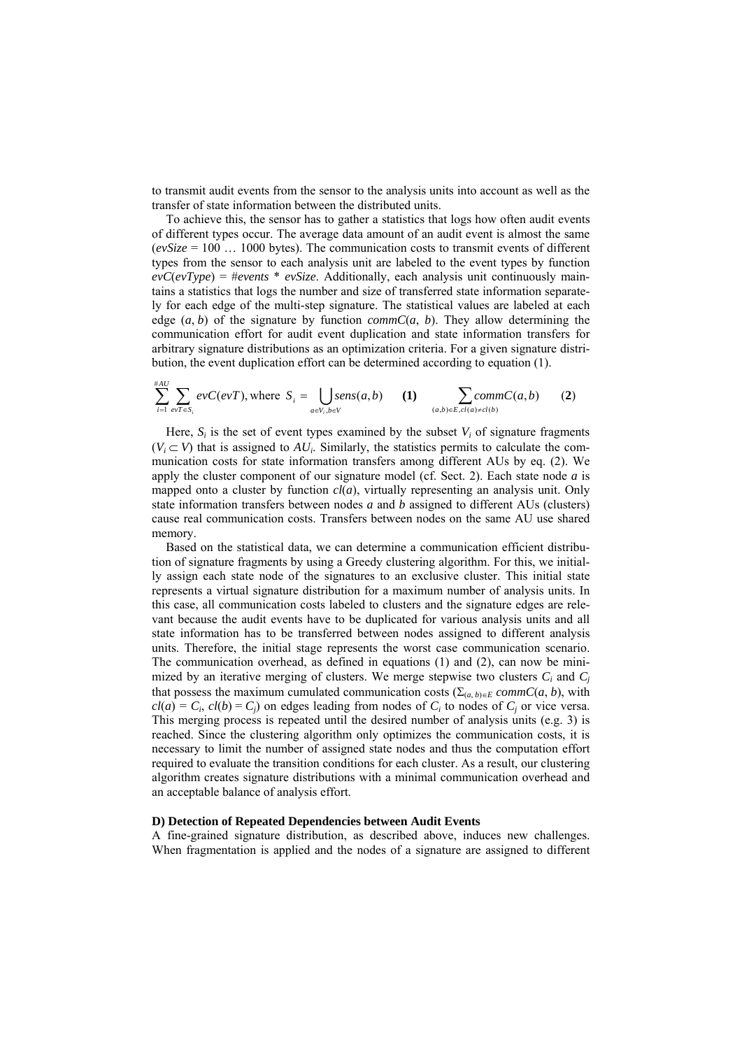to transmit audit events from the sensor to the analysis units into account as well as the transfer of state information between the distributed units.

To achieve this, the sensor has to gather a statistics that logs how often audit events of different types occur. The average data amount of an audit event is almost the same (*evSize* = 100 … 1000 bytes). The communication costs to transmit events of different types from the sensor to each analysis unit are labeled to the event types by function *evC*(*evType*) = *#events* \* *evSize*. Additionally, each analysis unit continuously maintains a statistics that logs the number and size of transferred state information separately for each edge of the multi-step signature. The statistical values are labeled at each edge ($a$, $b$) of the signature by function *commC*($a$, $b$). They allow determining the communication effort for audit event duplication and state information transfers for arbitrary signature distributions as an optimization criteria. For a given signature distribution, the event duplication effort can be determined according to equation (1).

$$\sum_{i=1}^{\#AU} \sum_{evT \in S_i} evC(evT), \text{ where } S_i = \bigcup_{a \in V_i, b \in V} sens(a,b) \qquad \textbf{(1)} \qquad \sum_{(a,b) \in E, cl(a) \neq cl(b)} commC(a,b) \qquad \textbf{(2)}$$

Here, $S_i$ is the set of event types examined by the subset $V_i$ of signature fragments ($V_i \subset V$) that is assigned to $AU_i$. Similarly, the statistics permits to calculate the communication costs for state information transfers among different AUs by eq. (2). We apply the cluster component of our signature model (cf. Sect. 2). Each state node $a$ is mapped onto a cluster by function $cl(a)$, virtually representing an analysis unit. Only state information transfers between nodes $a$ and $b$ assigned to different AUs (clusters) cause real communication costs. Transfers between nodes on the same AU use shared memory.

Based on the statistical data, we can determine a communication efficient distribution of signature fragments by using a Greedy clustering algorithm. For this, we initially assign each state node of the signatures to an exclusive cluster. This initial state represents a virtual signature distribution for a maximum number of analysis units. In this case, all communication costs labeled to clusters and the signature edges are relevant because the audit events have to be duplicated for various analysis units and all state information has to be transferred between nodes assigned to different analysis units. Therefore, the initial stage represents the worst case communication scenario. The communication overhead, as defined in equations (1) and (2), can now be minimized by an iterative merging of clusters. We merge stepwise two clusters $C_i$ and $C_j$ that possess the maximum cumulated communication costs ($\Sigma_{(a,b) \in E}$ $commC(a, b)$, with $cl(a) = C_i$, $cl(b) = C_j$) on edges leading from nodes of $C_i$ to nodes of $C_j$ or vice versa. This merging process is repeated until the desired number of analysis units (e.g. 3) is reached. Since the clustering algorithm only optimizes the communication costs, it is necessary to limit the number of assigned state nodes and thus the computation effort required to evaluate the transition conditions for each cluster. As a result, our clustering algorithm creates signature distributions with a minimal communication overhead and an acceptable balance of analysis effort.

**D) Detection of Repeated Dependencies between Audit Events**

A fine-grained signature distribution, as described above, induces new challenges. When fragmentation is applied and the nodes of a signature are assigned to different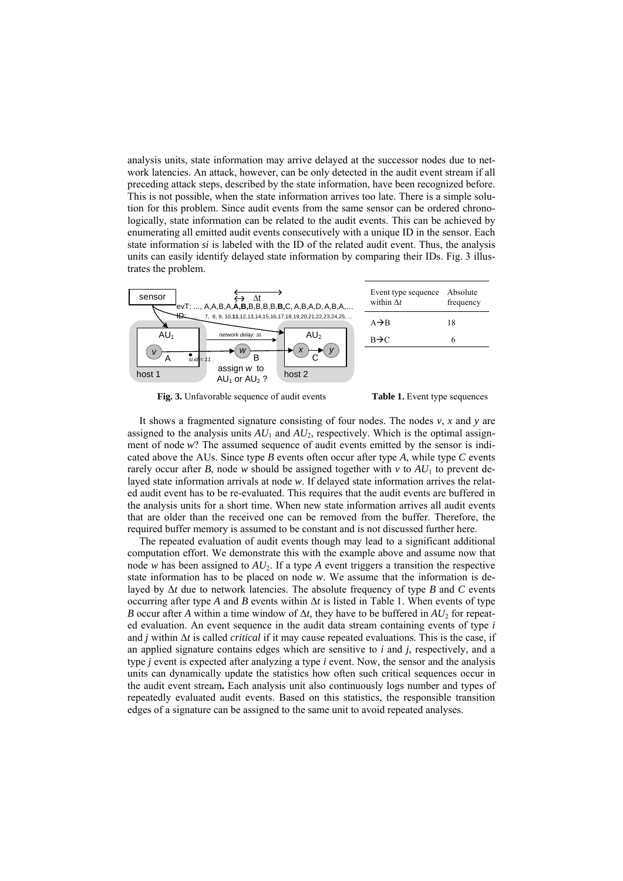analysis units, state information may arrive delayed at the successor nodes due to network latencies. An attack, however, can be only detected in the audit event stream if all preceding attack steps, described by the state information, have been recognized before. This is not possible, when the state information arrives too late. There is a simple solution for this problem. Since audit events from the same sensor can be ordered chronologically, state information can be related to the audit events. This can be achieved by enumerating all emitted audit events consecutively with a unique ID in the sensor. Each state information *si* is labeled with the ID of the related audit event. Thus, the analysis units can easily identify delayed state information by comparing their IDs. Fig. 3 illustrates the problem.

**Fig. 3.** Unfavorable sequence of audit events

| Event type sequence within $\Delta t$ | Absolute frequency |
|---|---|
| A→B | 18 |
| B→C | 6 |

**Table 1.** Event type sequences

It shows a fragmented signature consisting of four nodes. The nodes *v*, *x* and *y* are assigned to the analysis units $AU_1$ and $AU_2$, respectively. Which is the optimal assignment of node *w*? The assumed sequence of audit events emitted by the sensor is indicated above the AUs. Since type *B* events often occur after type *A*, while type *C* events rarely occur after *B*, node *w* should be assigned together with *v* to $AU_1$ to prevent delayed state information arrivals at node *w*. If delayed state information arrives the related audit event has to be re-evaluated. This requires that the audit events are buffered in the analysis units for a short time. When new state information arrives all audit events that are older than the received one can be removed from the buffer. Therefore, the required buffer memory is assumed to be constant and is not discussed further here.

The repeated evaluation of audit events though may lead to a significant additional computation effort. We demonstrate this with the example above and assume now that node *w* has been assigned to $AU_2$. If a type *A* event triggers a transition the respective state information has to be placed on node *w*. We assume that the information is delayed by $\Delta t$ due to network latencies. The absolute frequency of type *B* and *C* events occurring after type *A* and *B* events within $\Delta t$ is listed in Table 1. When events of type *B* occur after *A* within a time window of $\Delta t$, they have to be buffered in $AU_2$ for repeated evaluation. An event sequence in the audit data stream containing events of type *i* and *j* within $\Delta t$ is called *critical* if it may cause repeated evaluations. This is the case, if an applied signature contains edges which are sensitive to *i* and *j*, respectively, and a type *j* event is expected after analyzing a type *i* event. Now, the sensor and the analysis units can dynamically update the statistics how often such critical sequences occur in the audit event stream**.** Each analysis unit also continuously logs number and types of repeatedly evaluated audit events. Based on this statistics, the responsible transition edges of a signature can be assigned to the same unit to avoid repeated analyses.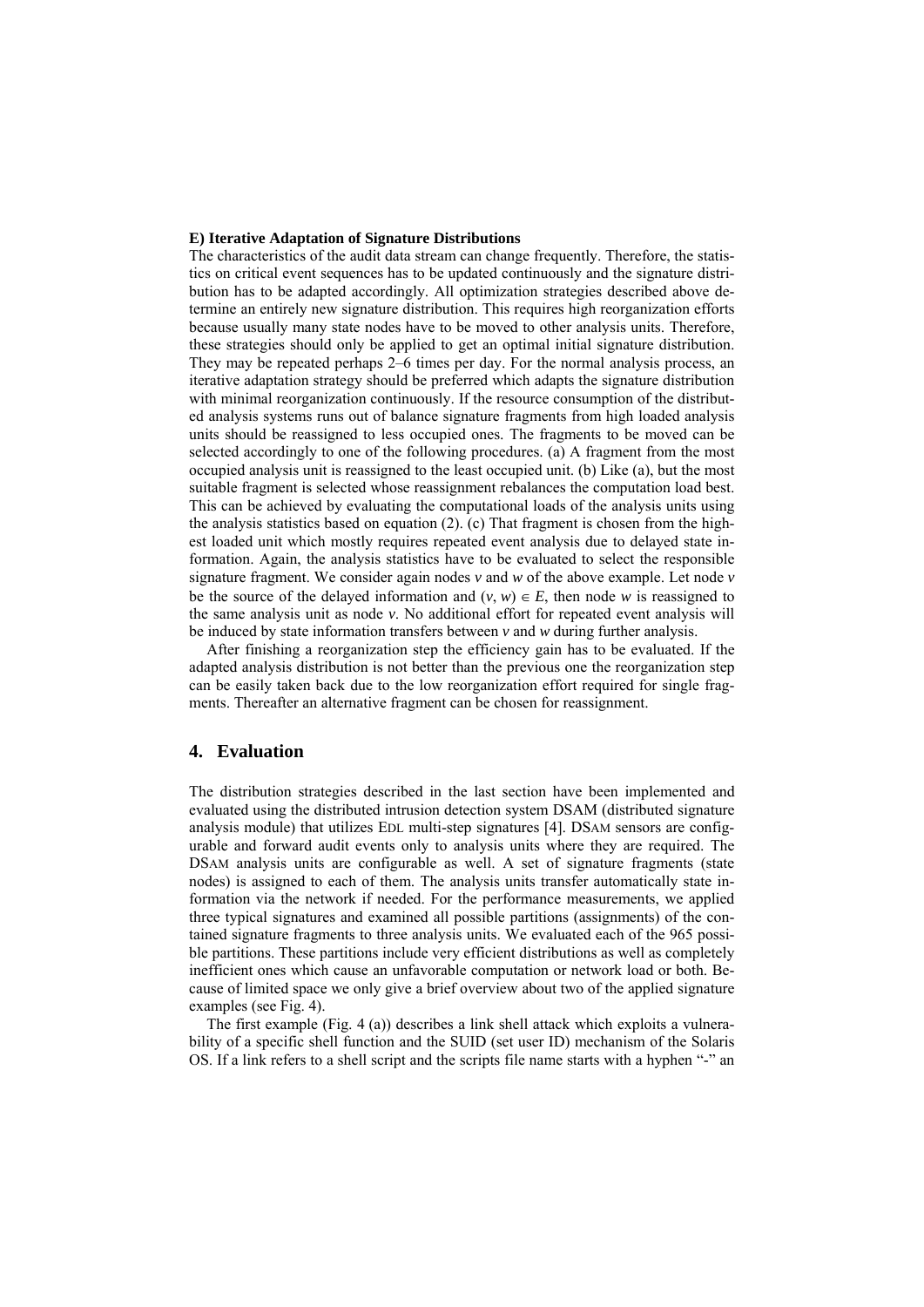**E) Iterative Adaptation of Signature Distributions**

The characteristics of the audit data stream can change frequently. Therefore, the statistics on critical event sequences has to be updated continuously and the signature distribution has to be adapted accordingly. All optimization strategies described above determine an entirely new signature distribution. This requires high reorganization efforts because usually many state nodes have to be moved to other analysis units. Therefore, these strategies should only be applied to get an optimal initial signature distribution. They may be repeated perhaps 2–6 times per day. For the normal analysis process, an iterative adaptation strategy should be preferred which adapts the signature distribution with minimal reorganization continuously. If the resource consumption of the distributed analysis systems runs out of balance signature fragments from high loaded analysis units should be reassigned to less occupied ones. The fragments to be moved can be selected accordingly to one of the following procedures. (a) A fragment from the most occupied analysis unit is reassigned to the least occupied unit. (b) Like (a), but the most suitable fragment is selected whose reassignment rebalances the computation load best. This can be achieved by evaluating the computational loads of the analysis units using the analysis statistics based on equation (2). (c) That fragment is chosen from the highest loaded unit which mostly requires repeated event analysis due to delayed state information. Again, the analysis statistics have to be evaluated to select the responsible signature fragment. We consider again nodes $v$ and $w$ of the above example. Let node $v$ be the source of the delayed information and $(v, w) \in E$, then node $w$ is reassigned to the same analysis unit as node $v$. No additional effort for repeated event analysis will be induced by state information transfers between $v$ and $w$ during further analysis.

After finishing a reorganization step the efficiency gain has to be evaluated. If the adapted analysis distribution is not better than the previous one the reorganization step can be easily taken back due to the low reorganization effort required for single fragments. Thereafter an alternative fragment can be chosen for reassignment.

## 4. Evaluation

The distribution strategies described in the last section have been implemented and evaluated using the distributed intrusion detection system DSAM (distributed signature analysis module) that utilizes EDL multi-step signatures [4]. DSAM sensors are configurable and forward audit events only to analysis units where they are required. The DSAM analysis units are configurable as well. A set of signature fragments (state nodes) is assigned to each of them. The analysis units transfer automatically state information via the network if needed. For the performance measurements, we applied three typical signatures and examined all possible partitions (assignments) of the contained signature fragments to three analysis units. We evaluated each of the 965 possible partitions. These partitions include very efficient distributions as well as completely inefficient ones which cause an unfavorable computation or network load or both. Because of limited space we only give a brief overview about two of the applied signature examples (see Fig. 4).

The first example (Fig. 4 (a)) describes a link shell attack which exploits a vulnerability of a specific shell function and the SUID (set user ID) mechanism of the Solaris OS. If a link refers to a shell script and the scripts file name starts with a hyphen "-" an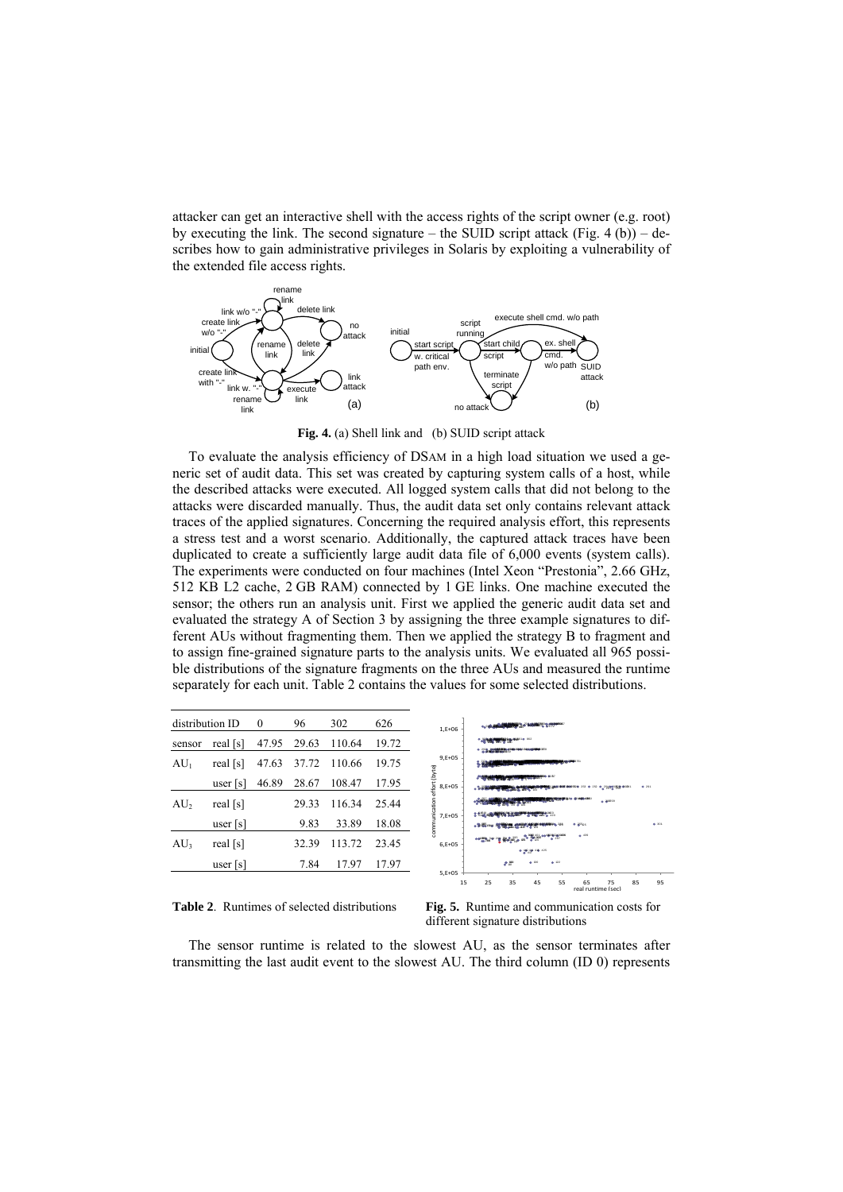attacker can get an interactive shell with the access rights of the script owner (e.g. root) by executing the link. The second signature – the SUID script attack (Fig. 4 (b)) – describes how to gain administrative privileges in Solaris by exploiting a vulnerability of the extended file access rights.

**Fig. 4.** (a) Shell link and (b) SUID script attack

To evaluate the analysis efficiency of DSAM in a high load situation we used a generic set of audit data. This set was created by capturing system calls of a host, while the described attacks were executed. All logged system calls that did not belong to the attacks were discarded manually. Thus, the audit data set only contains relevant attack traces of the applied signatures. Concerning the required analysis effort, this represents a stress test and a worst scenario. Additionally, the captured attack traces have been duplicated to create a sufficiently large audit data file of 6,000 events (system calls). The experiments were conducted on four machines (Intel Xeon "Prestonia", 2.66 GHz, 512 KB L2 cache, 2 GB RAM) connected by 1 GE links. One machine executed the sensor; the others run an analysis unit. First we applied the generic audit data set and evaluated the strategy A of Section 3 by assigning the three example signatures to different AUs without fragmenting them. Then we applied the strategy B to fragment and to assign fine-grained signature parts to the analysis units. We evaluated all 965 possible distributions of the signature fragments on the three AUs and measured the runtime separately for each unit. Table 2 contains the values for some selected distributions.

| distribution ID | | 0 | 96 | 302 | 626 |
|---|---|---|---|---|---|
| sensor | real [s] | 47.95 | 29.63 | 110.64 | 19.72 |
| $AU_1$ | real [s] | 47.63 | 37.72 | 110.66 | 19.75 |
| | user [s] | 46.89 | 28.67 | 108.47 | 17.95 |
| $AU_2$ | real [s] | | 29.33 | 116.34 | 25.44 |
| | user [s] | | 9.83 | 33.89 | 18.08 |
| $AU_3$ | real [s] | | 32.39 | 113.72 | 23.45 |
| | user [s] | | 7.84 | 17.97 | 17.97 |

**Table 2**. Runtimes of selected distributions

**Fig. 5.** Runtime and communication costs for different signature distributions

The sensor runtime is related to the slowest AU, as the sensor terminates after transmitting the last audit event to the slowest AU. The third column (ID 0) represents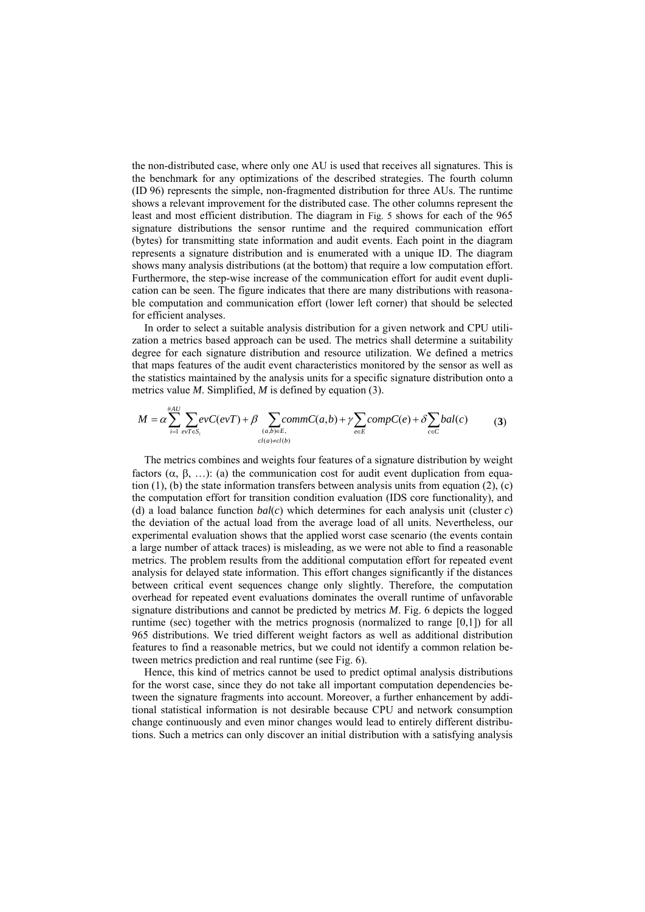the non-distributed case, where only one AU is used that receives all signatures. This is the benchmark for any optimizations of the described strategies. The fourth column (ID 96) represents the simple, non-fragmented distribution for three AUs. The runtime shows a relevant improvement for the distributed case. The other columns represent the least and most efficient distribution. The diagram in Fig. 5 shows for each of the 965 signature distributions the sensor runtime and the required communication effort (bytes) for transmitting state information and audit events. Each point in the diagram represents a signature distribution and is enumerated with a unique ID. The diagram shows many analysis distributions (at the bottom) that require a low computation effort. Furthermore, the step-wise increase of the communication effort for audit event duplication can be seen. The figure indicates that there are many distributions with reasonable computation and communication effort (lower left corner) that should be selected for efficient analyses.

In order to select a suitable analysis distribution for a given network and CPU utilization a metrics based approach can be used. The metrics shall determine a suitability degree for each signature distribution and resource utilization. We defined a metrics that maps features of the audit event characteristics monitored by the sensor as well as the statistics maintained by the analysis units for a specific signature distribution onto a metrics value *M*. Simplified, *M* is defined by equation (3).

$$M = \alpha \sum_{i=1}^{\#AU} \sum_{evT \in S_i} evC(evT) + \beta \sum_{\substack{(a,b) \in E, \\ cl(a) \neq cl(b)}} commC(a,b) + \gamma \sum_{e \in E} compC(e) + \delta \sum_{c \in C} bal(c) \qquad \textbf{(3)}$$

The metrics combines and weights four features of a signature distribution by weight factors ($\alpha$, $\beta$, …): (a) the communication cost for audit event duplication from equation (1), (b) the state information transfers between analysis units from equation (2), (c) the computation effort for transition condition evaluation (IDS core functionality), and (d) a load balance function $bal(c)$ which determines for each analysis unit (cluster $c$) the deviation of the actual load from the average load of all units. Nevertheless, our experimental evaluation shows that the applied worst case scenario (the events contain a large number of attack traces) is misleading, as we were not able to find a reasonable metrics. The problem results from the additional computation effort for repeated event analysis for delayed state information. This effort changes significantly if the distances between critical event sequences change only slightly. Therefore, the computation overhead for repeated event evaluations dominates the overall runtime of unfavorable signature distributions and cannot be predicted by metrics *M*. Fig. 6 depicts the logged runtime (sec) together with the metrics prognosis (normalized to range [0,1]) for all 965 distributions. We tried different weight factors as well as additional distribution features to find a reasonable metrics, but we could not identify a common relation between metrics prediction and real runtime (see Fig. 6).

Hence, this kind of metrics cannot be used to predict optimal analysis distributions for the worst case, since they do not take all important computation dependencies between the signature fragments into account. Moreover, a further enhancement by additional statistical information is not desirable because CPU and network consumption change continuously and even minor changes would lead to entirely different distributions. Such a metrics can only discover an initial distribution with a satisfying analysis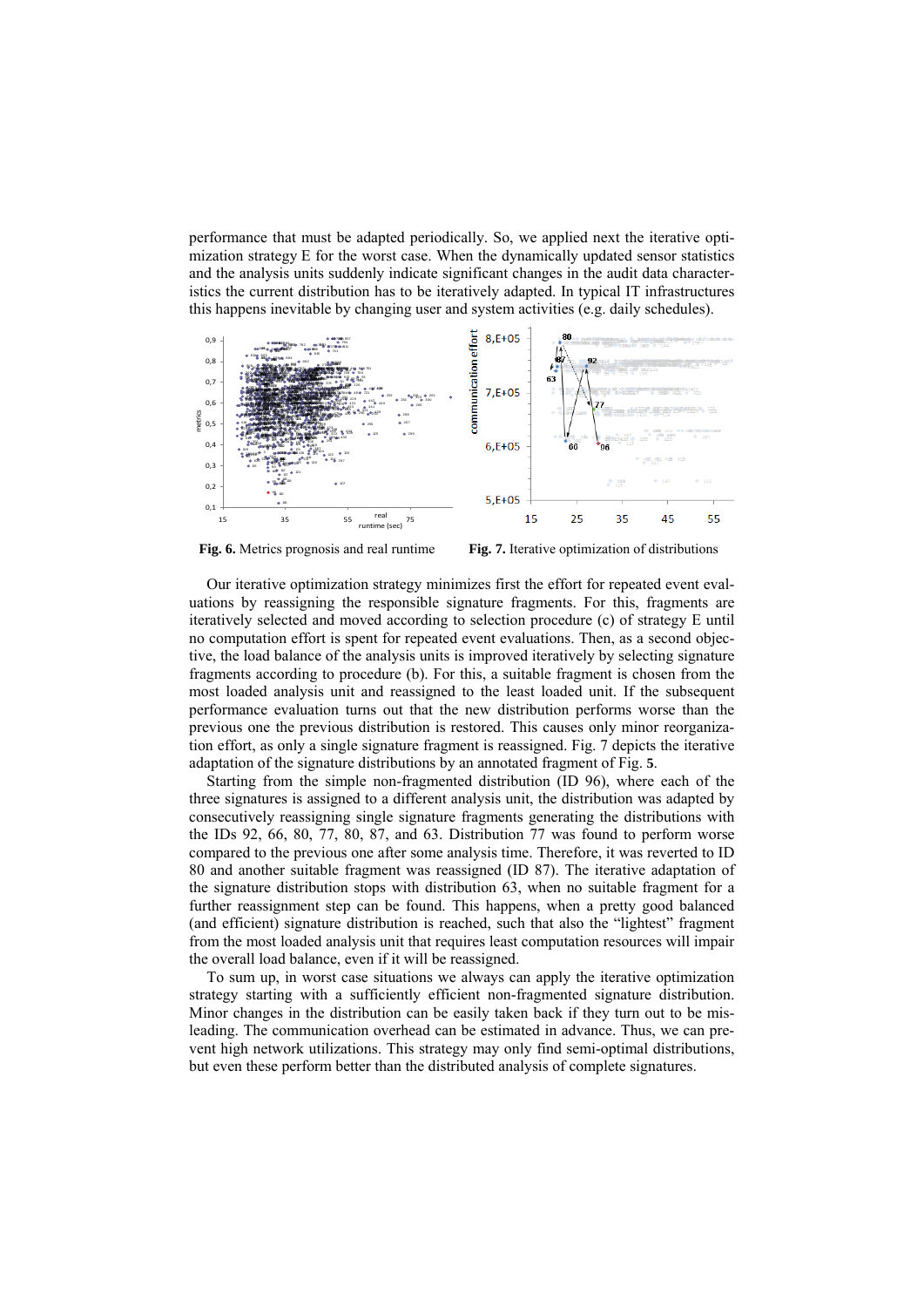performance that must be adapted periodically. So, we applied next the iterative optimization strategy E for the worst case. When the dynamically updated sensor statistics and the analysis units suddenly indicate significant changes in the audit data characteristics the current distribution has to be iteratively adapted. In typical IT infrastructures this happens inevitable by changing user and system activities (e.g. daily schedules).

**Fig. 6.** Metrics prognosis and real runtime

**Fig. 7.** Iterative optimization of distributions

Our iterative optimization strategy minimizes first the effort for repeated event evaluations by reassigning the responsible signature fragments. For this, fragments are iteratively selected and moved according to selection procedure (c) of strategy E until no computation effort is spent for repeated event evaluations. Then, as a second objective, the load balance of the analysis units is improved iteratively by selecting signature fragments according to procedure (b). For this, a suitable fragment is chosen from the most loaded analysis unit and reassigned to the least loaded unit. If the subsequent performance evaluation turns out that the new distribution performs worse than the previous one the previous distribution is restored. This causes only minor reorganization effort, as only a single signature fragment is reassigned. Fig. 7 depicts the iterative adaptation of the signature distributions by an annotated fragment of Fig. **5**.

Starting from the simple non-fragmented distribution (ID 96), where each of the three signatures is assigned to a different analysis unit, the distribution was adapted by consecutively reassigning single signature fragments generating the distributions with the IDs 92, 66, 80, 77, 80, 87, and 63. Distribution 77 was found to perform worse compared to the previous one after some analysis time. Therefore, it was reverted to ID 80 and another suitable fragment was reassigned (ID 87). The iterative adaptation of the signature distribution stops with distribution 63, when no suitable fragment for a further reassignment step can be found. This happens, when a pretty good balanced (and efficient) signature distribution is reached, such that also the "lightest" fragment from the most loaded analysis unit that requires least computation resources will impair the overall load balance, even if it will be reassigned.

To sum up, in worst case situations we always can apply the iterative optimization strategy starting with a sufficiently efficient non-fragmented signature distribution. Minor changes in the distribution can be easily taken back if they turn out to be misleading. The communication overhead can be estimated in advance. Thus, we can prevent high network utilizations. This strategy may only find semi-optimal distributions, but even these perform better than the distributed analysis of complete signatures.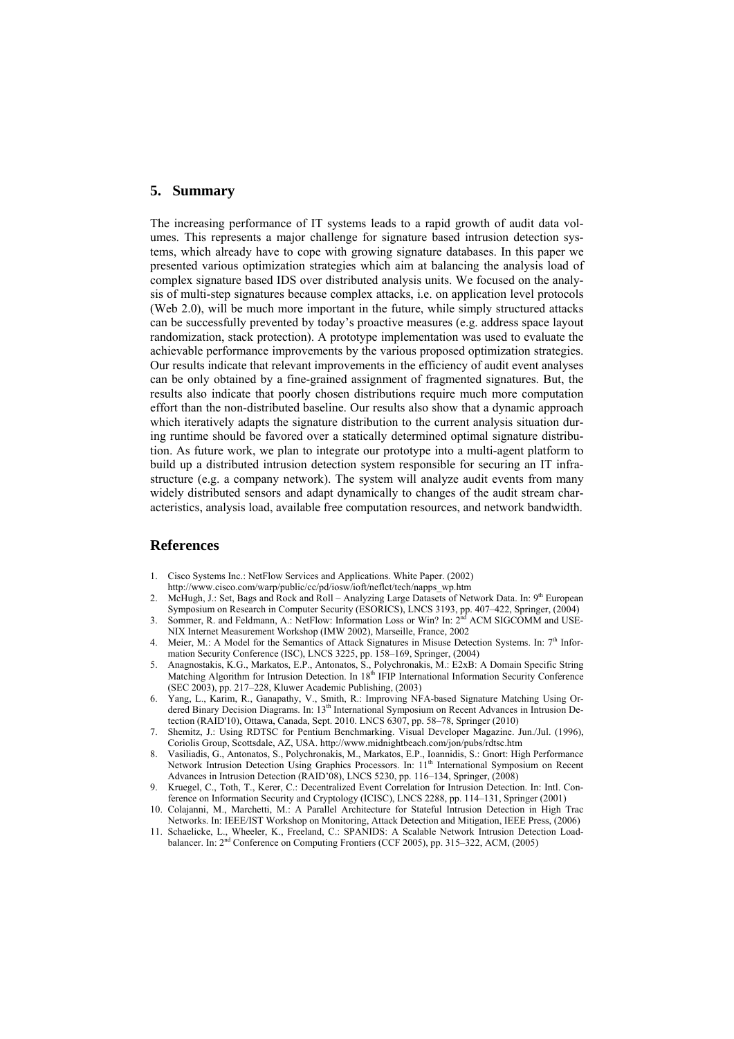## 5. Summary

The increasing performance of IT systems leads to a rapid growth of audit data volumes. This represents a major challenge for signature based intrusion detection systems, which already have to cope with growing signature databases. In this paper we presented various optimization strategies which aim at balancing the analysis load of complex signature based IDS over distributed analysis units. We focused on the analysis of multi-step signatures because complex attacks, i.e. on application level protocols (Web 2.0), will be much more important in the future, while simply structured attacks can be successfully prevented by today's proactive measures (e.g. address space layout randomization, stack protection). A prototype implementation was used to evaluate the achievable performance improvements by the various proposed optimization strategies. Our results indicate that relevant improvements in the efficiency of audit event analyses can be only obtained by a fine-grained assignment of fragmented signatures. But, the results also indicate that poorly chosen distributions require much more computation effort than the non-distributed baseline. Our results also show that a dynamic approach which iteratively adapts the signature distribution to the current analysis situation during runtime should be favored over a statically determined optimal signature distribution. As future work, we plan to integrate our prototype into a multi-agent platform to build up a distributed intrusion detection system responsible for securing an IT infrastructure (e.g. a company network). The system will analyze audit events from many widely distributed sensors and adapt dynamically to changes of the audit stream characteristics, analysis load, available free computation resources, and network bandwidth.

## References

1. Cisco Systems Inc.: NetFlow Services and Applications. White Paper. (2002) http://www.cisco.com/warp/public/cc/pd/iosw/ioft/neflct/tech/napps_wp.htm
2. McHugh, J.: Set, Bags and Rock and Roll – Analyzing Large Datasets of Network Data. In: 9th European Symposium on Research in Computer Security (ESORICS), LNCS 3193, pp. 407–422, Springer, (2004)
3. Sommer, R. and Feldmann, A.: NetFlow: Information Loss or Win? In: 2nd ACM SIGCOMM and USENIX Internet Measurement Workshop (IMW 2002), Marseille, France, 2002
4. Meier, M.: A Model for the Semantics of Attack Signatures in Misuse Detection Systems. In: 7th Information Security Conference (ISC), LNCS 3225, pp. 158–169, Springer, (2004)
5. Anagnostakis, K.G., Markatos, E.P., Antonatos, S., Polychronakis, M.: E2xB: A Domain Specific String Matching Algorithm for Intrusion Detection. In 18th IFIP International Information Security Conference (SEC 2003), pp. 217–228, Kluwer Academic Publishing, (2003)
6. Yang, L., Karim, R., Ganapathy, V., Smith, R.: Improving NFA-based Signature Matching Using Ordered Binary Decision Diagrams. In: 13th International Symposium on Recent Advances in Intrusion Detection (RAID'10), Ottawa, Canada, Sept. 2010. LNCS 6307, pp. 58–78, Springer (2010)
7. Shemitz, J.: Using RDTSC for Pentium Benchmarking. Visual Developer Magazine. Jun./Jul. (1996), Coriolis Group, Scottsdale, AZ, USA. http://www.midnightbeach.com/jon/pubs/rdtsc.htm
8. Vasiliadis, G., Antonatos, S., Polychronakis, M., Markatos, E.P., Ioannidis, S.: Gnort: High Performance Network Intrusion Detection Using Graphics Processors. In: 11th International Symposium on Recent Advances in Intrusion Detection (RAID'08), LNCS 5230, pp. 116–134, Springer, (2008)
9. Kruegel, C., Toth, T., Kerer, C.: Decentralized Event Correlation for Intrusion Detection. In: Intl. Conference on Information Security and Cryptology (ICISC), LNCS 2288, pp. 114–131, Springer (2001)
10. Colajanni, M., Marchetti, M.: A Parallel Architecture for Stateful Intrusion Detection in High Trac Networks. In: IEEE/IST Workshop on Monitoring, Attack Detection and Mitigation, IEEE Press, (2006)
11. Schaelicke, L., Wheeler, K., Freeland, C.: SPANIDS: A Scalable Network Intrusion Detection Loadbalancer. In: 2nd Conference on Computing Frontiers (CCF 2005), pp. 315–322, ACM, (2005)